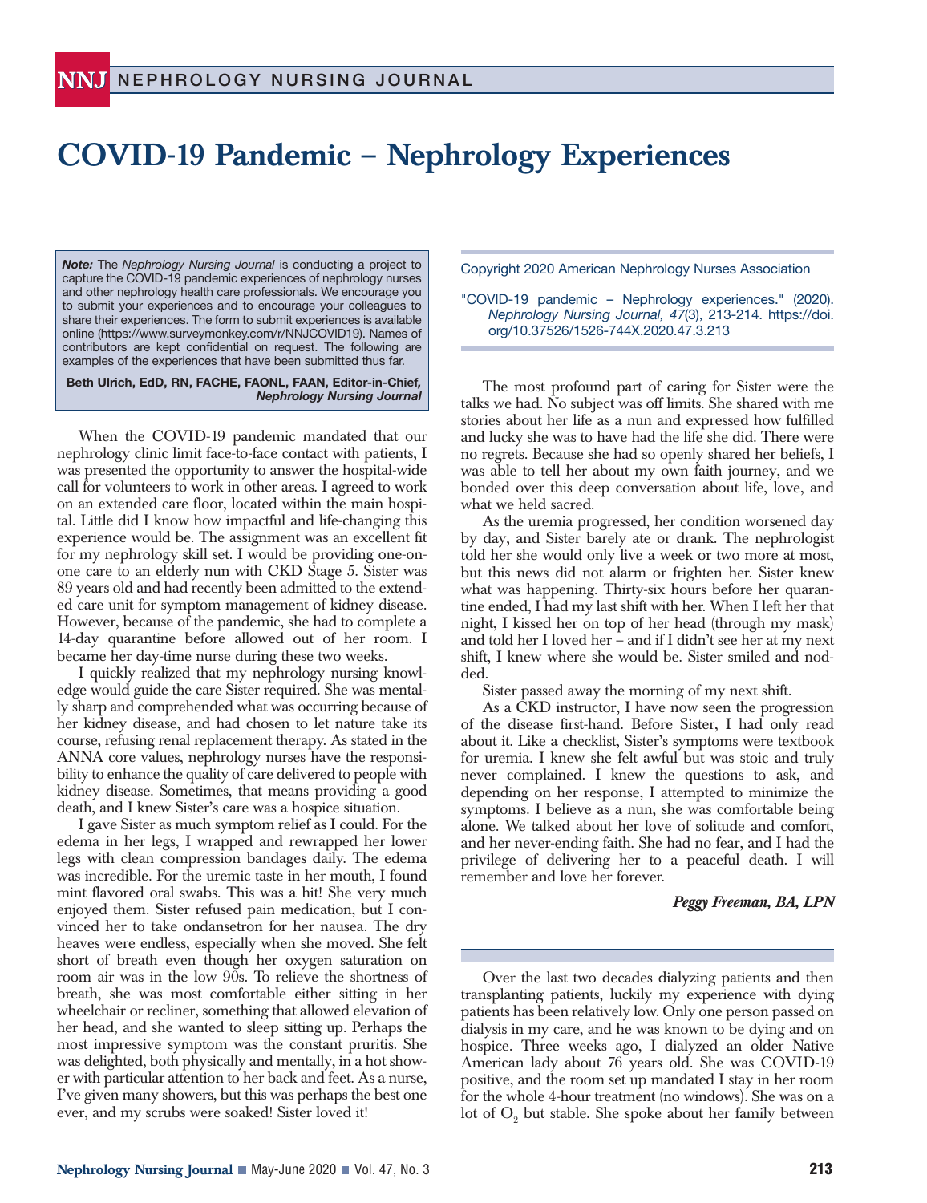# COVID-19 Pandemic – Nephrology Experiences

***Note:*** The *Nephrology Nursing Journal* is conducting a project to capture the COVID-19 pandemic experiences of nephrology nurses and other nephrology health care professionals. We encourage you to submit your experiences and to encourage your colleagues to share their experiences. The form to submit experiences is available online (https://www.surveymonkey.com/r/NNJCOVID19). Names of contributors are kept confidential on request. The following are examples of the experiences that have been submitted thus far.

**Beth Ulrich, EdD, RN, FACHE, FAONL, FAAN, Editor-in-Chief, *Nephrology Nursing Journal***

Copyright 2020 American Nephrology Nurses Association

"COVID-19 pandemic – Nephrology experiences." (2020). *Nephrology Nursing Journal, 47*(3), 213-214. https://doi.org/10.37526/1526-744X.2020.47.3.213

When the COVID-19 pandemic mandated that our nephrology clinic limit face-to-face contact with patients, I was presented the opportunity to answer the hospital-wide call for volunteers to work in other areas. I agreed to work on an extended care floor, located within the main hospital. Little did I know how impactful and life-changing this experience would be. The assignment was an excellent fit for my nephrology skill set. I would be providing one-on-one care to an elderly nun with CKD Stage 5. Sister was 89 years old and had recently been admitted to the extended care unit for symptom management of kidney disease. However, because of the pandemic, she had to complete a 14-day quarantine before allowed out of her room. I became her day-time nurse during these two weeks.

I quickly realized that my nephrology nursing knowledge would guide the care Sister required. She was mentally sharp and comprehended what was occurring because of her kidney disease, and had chosen to let nature take its course, refusing renal replacement therapy. As stated in the ANNA core values, nephrology nurses have the responsibility to enhance the quality of care delivered to people with kidney disease. Sometimes, that means providing a good death, and I knew Sister's care was a hospice situation.

I gave Sister as much symptom relief as I could. For the edema in her legs, I wrapped and rewrapped her lower legs with clean compression bandages daily. The edema was incredible. For the uremic taste in her mouth, I found mint flavored oral swabs. This was a hit! She very much enjoyed them. Sister refused pain medication, but I convinced her to take ondansetron for her nausea. The dry heaves were endless, especially when she moved. She felt short of breath even though her oxygen saturation on room air was in the low 90s. To relieve the shortness of breath, she was most comfortable either sitting in her wheelchair or recliner, something that allowed elevation of her head, and she wanted to sleep sitting up. Perhaps the most impressive symptom was the constant pruritis. She was delighted, both physically and mentally, in a hot shower with particular attention to her back and feet. As a nurse, I've given many showers, but this was perhaps the best one ever, and my scrubs were soaked! Sister loved it!

The most profound part of caring for Sister were the talks we had. No subject was off limits. She shared with me stories about her life as a nun and expressed how fulfilled and lucky she was to have had the life she did. There were no regrets. Because she had so openly shared her beliefs, I was able to tell her about my own faith journey, and we bonded over this deep conversation about life, love, and what we held sacred.

As the uremia progressed, her condition worsened day by day, and Sister barely ate or drank. The nephrologist told her she would only live a week or two more at most, but this news did not alarm or frighten her. Sister knew what was happening. Thirty-six hours before her quarantine ended, I had my last shift with her. When I left her that night, I kissed her on top of her head (through my mask) and told her I loved her – and if I didn't see her at my next shift, I knew where she would be. Sister smiled and nodded.

Sister passed away the morning of my next shift.

As a CKD instructor, I have now seen the progression of the disease first-hand. Before Sister, I had only read about it. Like a checklist, Sister's symptoms were textbook for uremia. I knew she felt awful but was stoic and truly never complained. I knew the questions to ask, and depending on her response, I attempted to minimize the symptoms. I believe as a nun, she was comfortable being alone. We talked about her love of solitude and comfort, and her never-ending faith. She had no fear, and I had the privilege of delivering her to a peaceful death. I will remember and love her forever.

***Peggy Freeman, BA, LPN***

---

Over the last two decades dialyzing patients and then transplanting patients, luckily my experience with dying patients has been relatively low. Only one person passed on dialysis in my care, and he was known to be dying and on hospice. Three weeks ago, I dialyzed an older Native American lady about 76 years old. She was COVID-19 positive, and the room set up mandated I stay in her room for the whole 4-hour treatment (no windows). She was on a lot of $O_2$ but stable. She spoke about her family between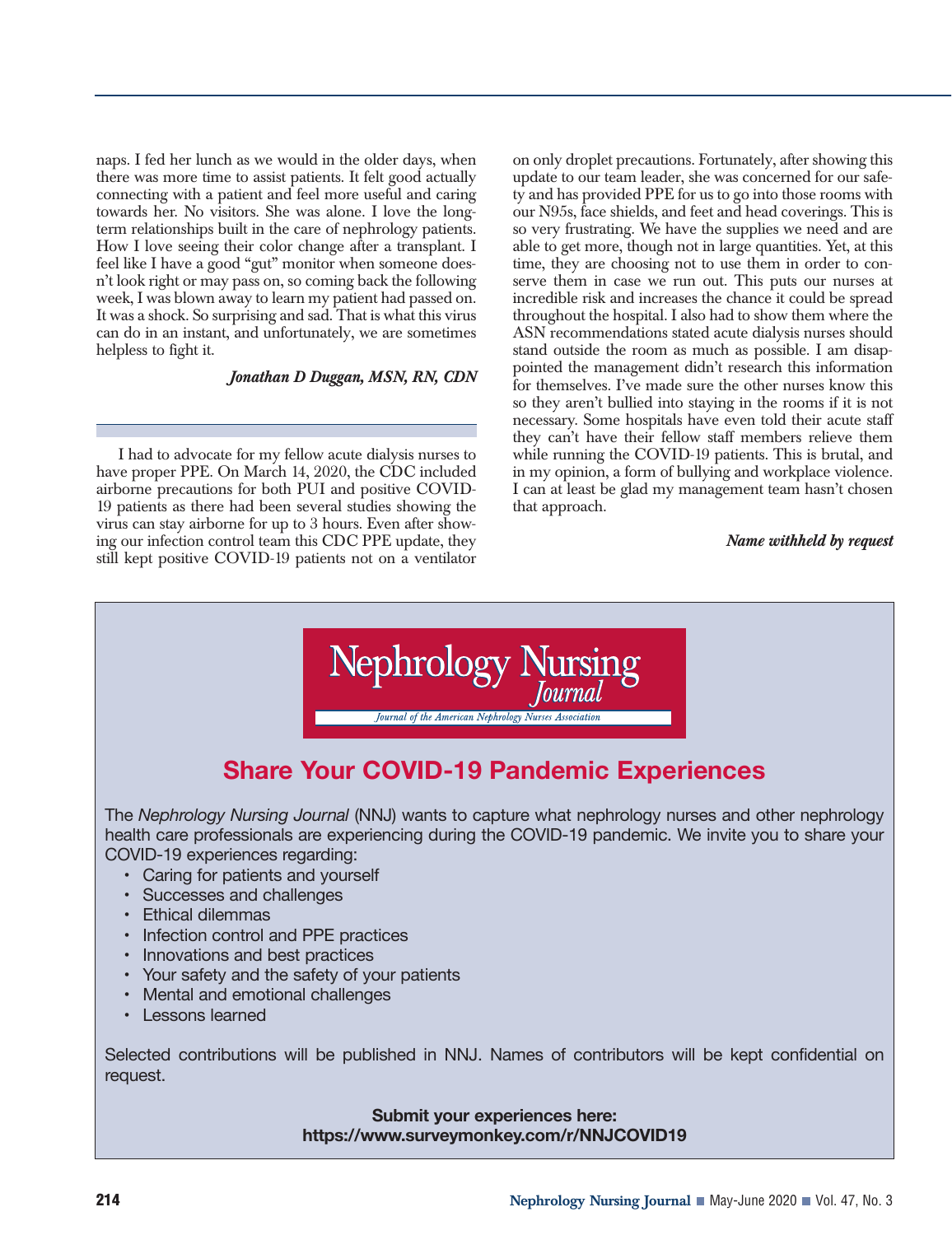naps. I fed her lunch as we would in the older days, when there was more time to assist patients. It felt good actually connecting with a patient and feel more useful and caring towards her. No visitors. She was alone. I love the long-term relationships built in the care of nephrology patients. How I love seeing their color change after a transplant. I feel like I have a good "gut" monitor when someone doesn't look right or may pass on, so coming back the following week, I was blown away to learn my patient had passed on. It was a shock. So surprising and sad. That is what this virus can do in an instant, and unfortunately, we are sometimes helpless to fight it.

***Jonathan D Duggan, MSN, RN, CDN***

---

I had to advocate for my fellow acute dialysis nurses to have proper PPE. On March 14, 2020, the CDC included airborne precautions for both PUI and positive COVID-19 patients as there had been several studies showing the virus can stay airborne for up to 3 hours. Even after showing our infection control team this CDC PPE update, they still kept positive COVID-19 patients not on a ventilator on only droplet precautions. Fortunately, after showing this update to our team leader, she was concerned for our safety and has provided PPE for us to go into those rooms with our N95s, face shields, and feet and head coverings. This is so very frustrating. We have the supplies we need and are able to get more, though not in large quantities. Yet, at this time, they are choosing not to use them in order to conserve them in case we run out. This puts our nurses at incredible risk and increases the chance it could be spread throughout the hospital. I also had to show them where the ASN recommendations stated acute dialysis nurses should stand outside the room as much as possible. I am disappointed the management didn't research this information for themselves. I've made sure the other nurses know this so they aren't bullied into staying in the rooms if it is not necessary. Some hospitals have even told their acute staff they can't have their fellow staff members relieve them while running the COVID-19 patients. This is brutal, and in my opinion, a form of bullying and workplace violence. I can at least be glad my management team hasn't chosen that approach.

***Name withheld by request***

---

Nephrology Nursing *Journal*

*Journal of the American Nephrology Nurses Association*

## Share Your COVID-19 Pandemic Experiences

The *Nephrology Nursing Journal* (NNJ) wants to capture what nephrology nurses and other nephrology health care professionals are experiencing during the COVID-19 pandemic. We invite you to share your COVID-19 experiences regarding:

- Caring for patients and yourself
- Successes and challenges
- Ethical dilemmas
- Infection control and PPE practices
- Innovations and best practices
- Your safety and the safety of your patients
- Mental and emotional challenges
- Lessons learned

Selected contributions will be published in NNJ. Names of contributors will be kept confidential on request.

**Submit your experiences here:**
**https://www.surveymonkey.com/r/NNJCOVID19**